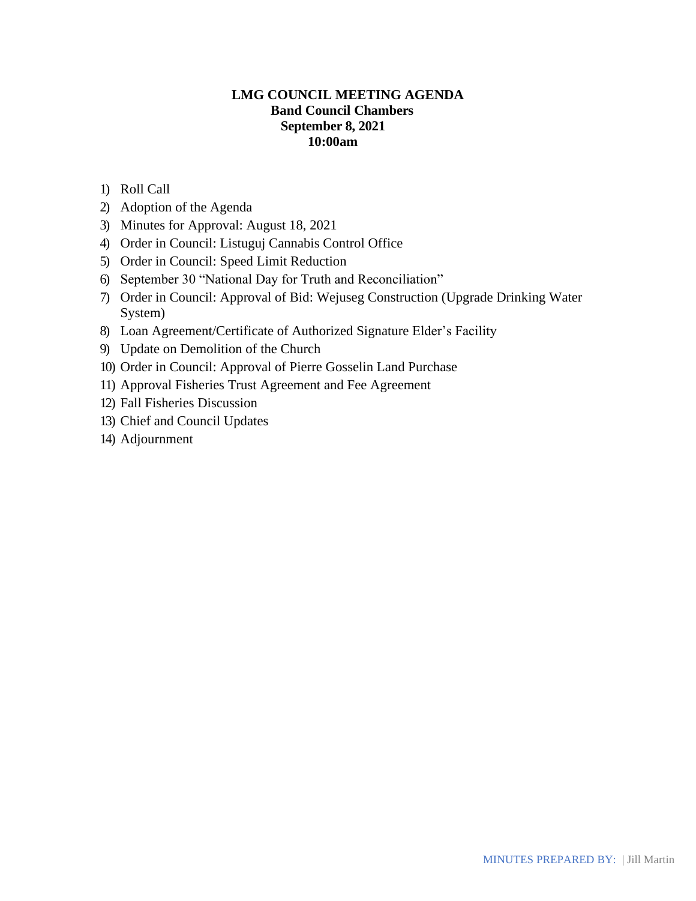**LMG COUNCIL MEETING AGENDA**
**Band Council Chambers**
**September 8, 2021**
**10:00am**

1) Roll Call
2) Adoption of the Agenda
3) Minutes for Approval: August 18, 2021
4) Order in Council: Listuguj Cannabis Control Office
5) Order in Council: Speed Limit Reduction
6) September 30 "National Day for Truth and Reconciliation"
7) Order in Council: Approval of Bid: Wejuseg Construction (Upgrade Drinking Water System)
8) Loan Agreement/Certificate of Authorized Signature Elder's Facility
9) Update on Demolition of the Church
10) Order in Council: Approval of Pierre Gosselin Land Purchase
11) Approval Fisheries Trust Agreement and Fee Agreement
12) Fall Fisheries Discussion
13) Chief and Council Updates
14) Adjournment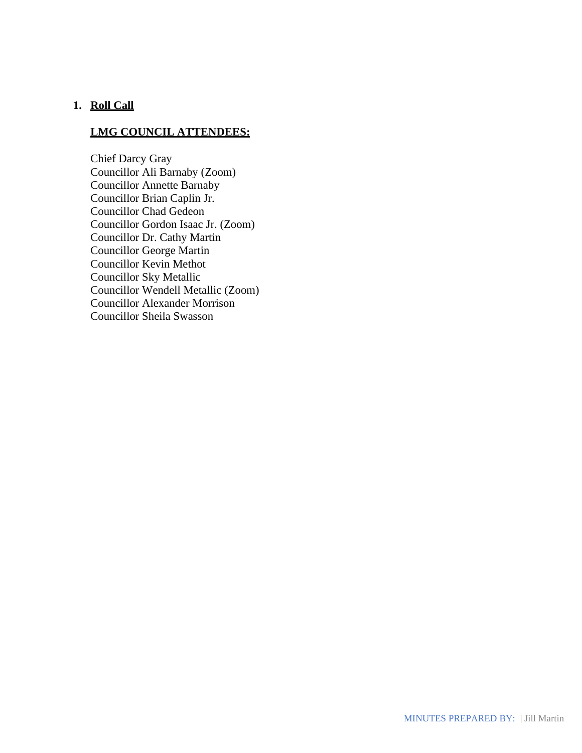1. **Roll Call**

**LMG COUNCIL ATTENDEES:**

Chief Darcy Gray
Councillor Ali Barnaby (Zoom)
Councillor Annette Barnaby
Councillor Brian Caplin Jr.
Councillor Chad Gedeon
Councillor Gordon Isaac Jr. (Zoom)
Councillor Dr. Cathy Martin
Councillor George Martin
Councillor Kevin Methot
Councillor Sky Metallic
Councillor Wendell Metallic (Zoom)
Councillor Alexander Morrison
Councillor Sheila Swasson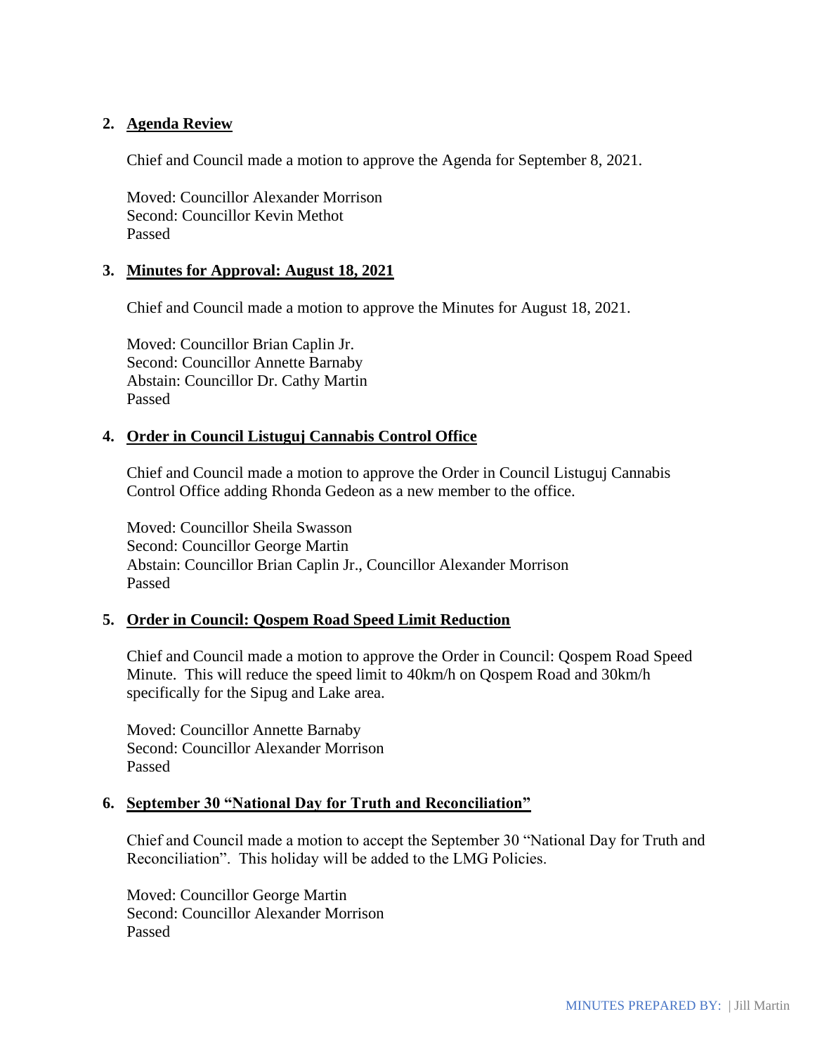## 2. Agenda Review

Chief and Council made a motion to approve the Agenda for September 8, 2021.

Moved: Councillor Alexander Morrison
Second: Councillor Kevin Methot
Passed

## 3. Minutes for Approval: August 18, 2021

Chief and Council made a motion to approve the Minutes for August 18, 2021.

Moved: Councillor Brian Caplin Jr.
Second: Councillor Annette Barnaby
Abstain: Councillor Dr. Cathy Martin
Passed

## 4. Order in Council Listuguj Cannabis Control Office

Chief and Council made a motion to approve the Order in Council Listuguj Cannabis Control Office adding Rhonda Gedeon as a new member to the office.

Moved: Councillor Sheila Swasson
Second: Councillor George Martin
Abstain: Councillor Brian Caplin Jr., Councillor Alexander Morrison
Passed

## 5. Order in Council: Qospem Road Speed Limit Reduction

Chief and Council made a motion to approve the Order in Council: Qospem Road Speed Minute. This will reduce the speed limit to 40km/h on Qospem Road and 30km/h specifically for the Sipug and Lake area.

Moved: Councillor Annette Barnaby
Second: Councillor Alexander Morrison
Passed

## 6. September 30 "National Day for Truth and Reconciliation"

Chief and Council made a motion to accept the September 30 "National Day for Truth and Reconciliation". This holiday will be added to the LMG Policies.

Moved: Councillor George Martin
Second: Councillor Alexander Morrison
Passed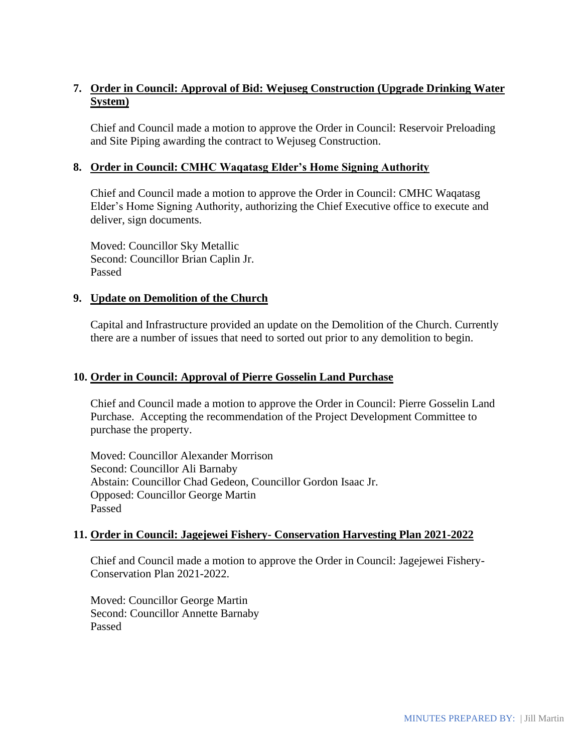7. **Order in Council: Approval of Bid: Wejuseg Construction (Upgrade Drinking Water System)**

   Chief and Council made a motion to approve the Order in Council: Reservoir Preloading and Site Piping awarding the contract to Wejuseg Construction.

8. **Order in Council: CMHC Waqatasg Elder's Home Signing Authority**

   Chief and Council made a motion to approve the Order in Council: CMHC Waqatasg Elder's Home Signing Authority, authorizing the Chief Executive office to execute and deliver, sign documents.

   Moved: Councillor Sky Metallic
   Second: Councillor Brian Caplin Jr.
   Passed

9. **Update on Demolition of the Church**

   Capital and Infrastructure provided an update on the Demolition of the Church. Currently there are a number of issues that need to sorted out prior to any demolition to begin.

10. **Order in Council: Approval of Pierre Gosselin Land Purchase**

    Chief and Council made a motion to approve the Order in Council: Pierre Gosselin Land Purchase. Accepting the recommendation of the Project Development Committee to purchase the property.

    Moved: Councillor Alexander Morrison
    Second: Councillor Ali Barnaby
    Abstain: Councillor Chad Gedeon, Councillor Gordon Isaac Jr.
    Opposed: Councillor George Martin
    Passed

11. **Order in Council: Jagejewei Fishery- Conservation Harvesting Plan 2021-2022**

    Chief and Council made a motion to approve the Order in Council: Jagejewei Fishery-Conservation Plan 2021-2022.

    Moved: Councillor George Martin
    Second: Councillor Annette Barnaby
    Passed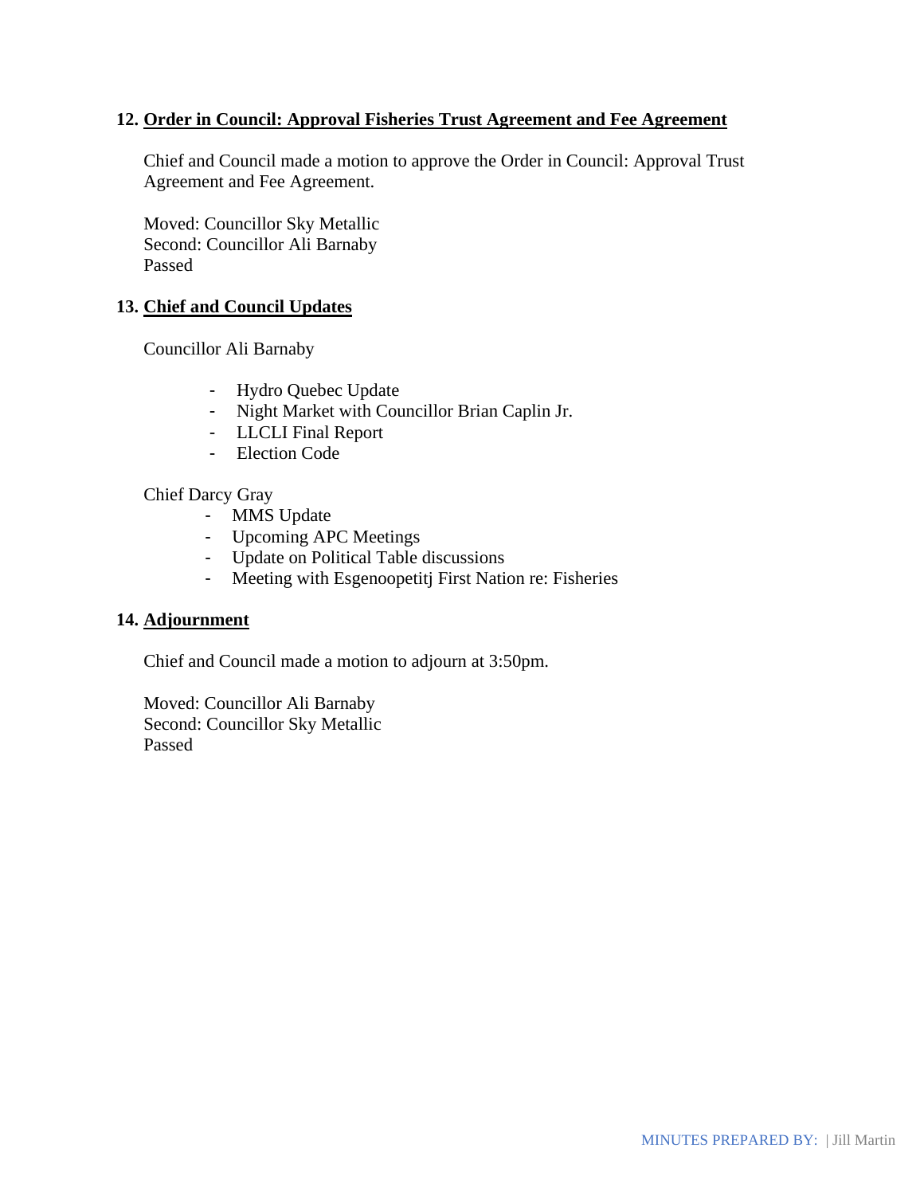## 12. Order in Council: Approval Fisheries Trust Agreement and Fee Agreement

Chief and Council made a motion to approve the Order in Council: Approval Trust Agreement and Fee Agreement.

Moved: Councillor Sky Metallic
Second: Councillor Ali Barnaby
Passed

## 13. Chief and Council Updates

Councillor Ali Barnaby

- Hydro Quebec Update
- Night Market with Councillor Brian Caplin Jr.
- LLCLI Final Report
- Election Code

Chief Darcy Gray

- MMS Update
- Upcoming APC Meetings
- Update on Political Table discussions
- Meeting with Esgenoopetitj First Nation re: Fisheries

## 14. Adjournment

Chief and Council made a motion to adjourn at 3:50pm.

Moved: Councillor Ali Barnaby
Second: Councillor Sky Metallic
Passed

MINUTES PREPARED BY: | Jill Martin